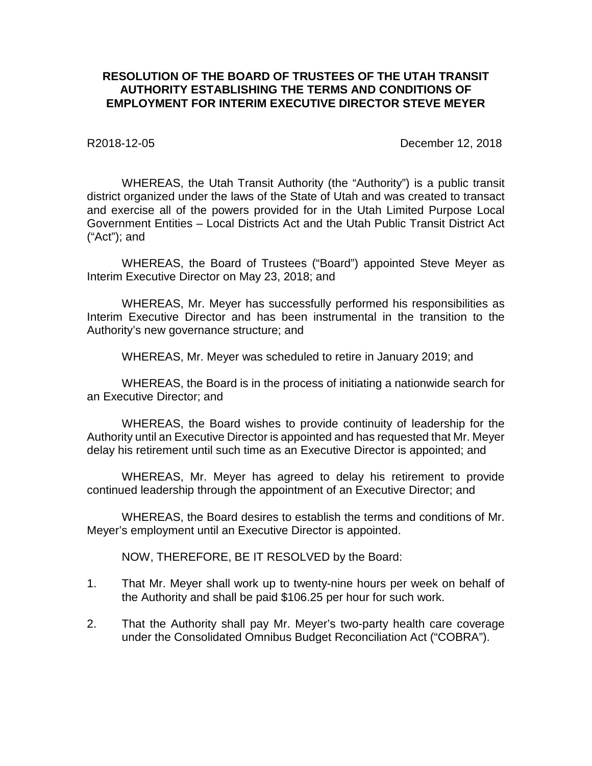# RESOLUTION OF THE BOARD OF TRUSTEES OF THE UTAH TRANSIT AUTHORITY ESTABLISHING THE TERMS AND CONDITIONS OF EMPLOYMENT FOR INTERIM EXECUTIVE DIRECTOR STEVE MEYER

R2018-12-05 December 12, 2018

WHEREAS, the Utah Transit Authority (the "Authority") is a public transit district organized under the laws of the State of Utah and was created to transact and exercise all of the powers provided for in the Utah Limited Purpose Local Government Entities – Local Districts Act and the Utah Public Transit District Act ("Act"); and

WHEREAS, the Board of Trustees ("Board") appointed Steve Meyer as Interim Executive Director on May 23, 2018; and

WHEREAS, Mr. Meyer has successfully performed his responsibilities as Interim Executive Director and has been instrumental in the transition to the Authority's new governance structure; and

WHEREAS, Mr. Meyer was scheduled to retire in January 2019; and

WHEREAS, the Board is in the process of initiating a nationwide search for an Executive Director; and

WHEREAS, the Board wishes to provide continuity of leadership for the Authority until an Executive Director is appointed and has requested that Mr. Meyer delay his retirement until such time as an Executive Director is appointed; and

WHEREAS, Mr. Meyer has agreed to delay his retirement to provide continued leadership through the appointment of an Executive Director; and

WHEREAS, the Board desires to establish the terms and conditions of Mr. Meyer's employment until an Executive Director is appointed.

NOW, THEREFORE, BE IT RESOLVED by the Board:

1. That Mr. Meyer shall work up to twenty-nine hours per week on behalf of the Authority and shall be paid $106.25 per hour for such work.

2. That the Authority shall pay Mr. Meyer's two-party health care coverage under the Consolidated Omnibus Budget Reconciliation Act ("COBRA").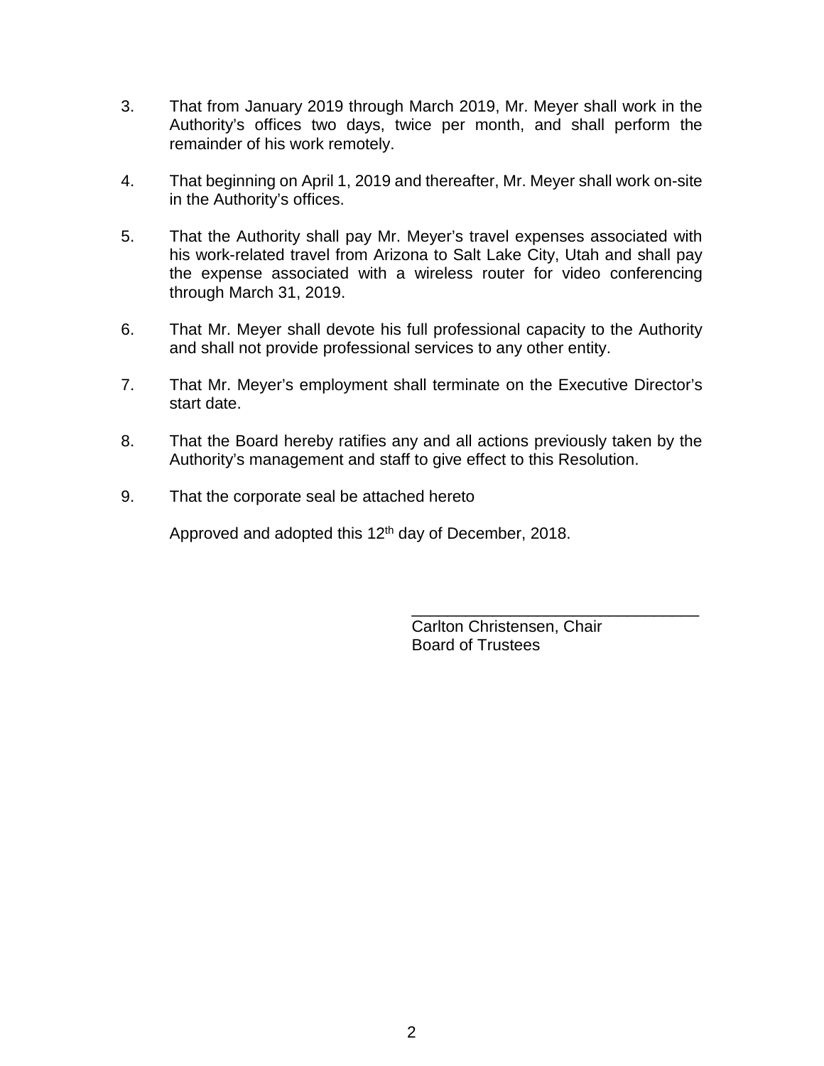3. That from January 2019 through March 2019, Mr. Meyer shall work in the Authority's offices two days, twice per month, and shall perform the remainder of his work remotely.

4. That beginning on April 1, 2019 and thereafter, Mr. Meyer shall work on-site in the Authority's offices.

5. That the Authority shall pay Mr. Meyer's travel expenses associated with his work-related travel from Arizona to Salt Lake City, Utah and shall pay the expense associated with a wireless router for video conferencing through March 31, 2019.

6. That Mr. Meyer shall devote his full professional capacity to the Authority and shall not provide professional services to any other entity.

7. That Mr. Meyer's employment shall terminate on the Executive Director's start date.

8. That the Board hereby ratifies any and all actions previously taken by the Authority's management and staff to give effect to this Resolution.

9. That the corporate seal be attached hereto

Approved and adopted this 12th day of December, 2018.

\_\_\_\_\_\_\_\_\_\_\_\_\_\_\_\_\_\_\_\_\_\_\_\_\_\_\_\_\_\_\_\_

Carlton Christensen, Chair
Board of Trustees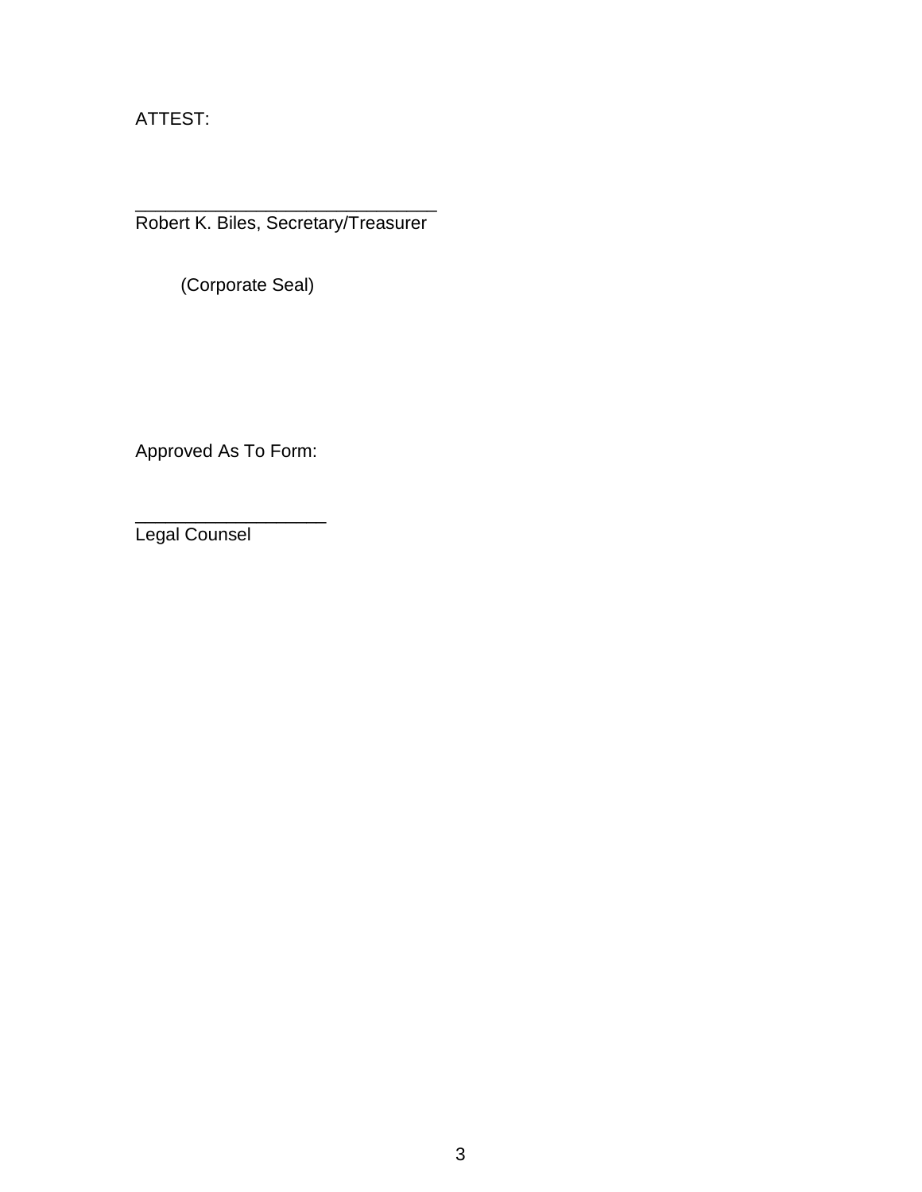ATTEST:

______________________________
Robert K. Biles, Secretary/Treasurer

(Corporate Seal)

Approved As To Form:

___________________
Legal Counsel